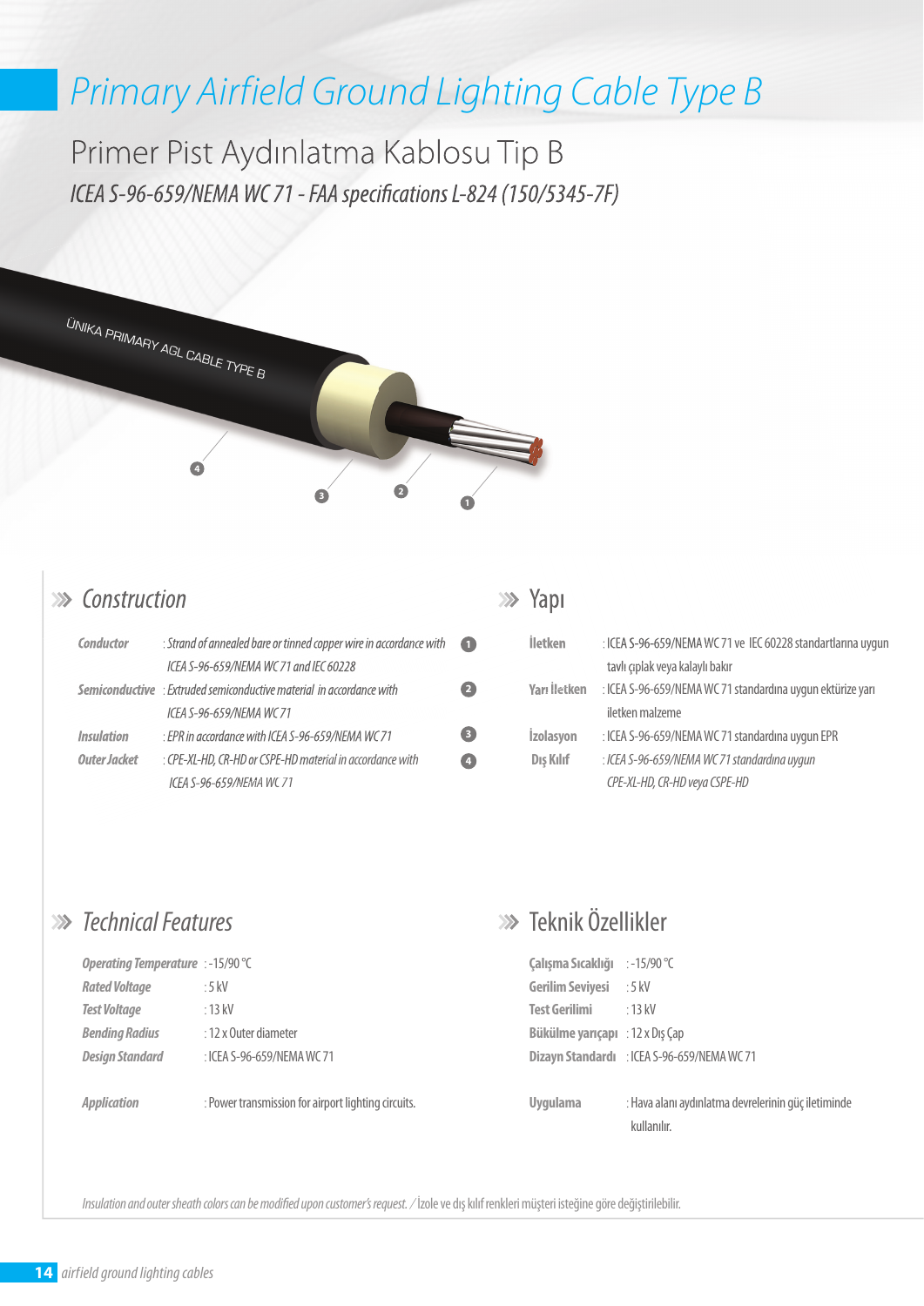# Primary Airfield Ground Lighting Cable Type B

## Primer Pist Aydınlatma Kablosu Tip B

*ICEA S-96-659/NEMA WC 71 - FAA specifications L-824 (150/5345-7F)*

### Construction

| | | |
|---|---|---|
| *Conductor* | : *Strand of annealed bare or tinned copper wire in accordance with ICEA S-96-659/NEMA WC 71 and IEC 60228* | 1 |
| *Semiconductive* | : *Extruded semiconductive material in accordance with ICEA S-96-659/NEMA WC 71* | 2 |
| *Insulation* | : *EPR in accordance with ICEA S-96-659/NEMA WC 71* | 3 |
| *Outer Jacket* | : *CPE-XL-HD, CR-HD or CSPE-HD material in accordance with ICEA S-96-659/NEMA WC 71* | 4 |

### Yapı

| | |
|---|---|
| İletken | : ICEA S-96-659/NEMA WC 71 ve IEC 60228 standartlarına uygun tavlı çıplak veya kalaylı bakır |
| Yarı İletken | : ICEA S-96-659/NEMA WC 71 standardına uygun ektürize yarı iletken malzeme |
| İzolasyon | : ICEA S-96-659/NEMA WC 71 standardına uygun EPR |
| Dış Kılıf | : *ICEA S-96-659/NEMA WC 71 standardına uygun CPE-XL-HD, CR-HD veya CSPE-HD* |

### Technical Features

| | |
|---|---|
| *Operating Temperature* | : -15/90 °C |
| *Rated Voltage* | : 5 kV |
| *Test Voltage* | : 13 kV |
| *Bending Radius* | : 12 x Outer diameter |
| *Design Standard* | : ICEA S-96-659/NEMA WC 71 |
| *Application* | : Power transmission for airport lighting circuits. |

### Teknik Özellikler

| | |
|---|---|
| Çalışma Sıcaklığı | : -15/90 °C |
| Gerilim Seviyesi | : 5 kV |
| Test Gerilimi | : 13 kV |
| Bükülme yarıçapı | : 12 x Dış Çap |
| Dizayn Standardı | : ICEA S-96-659/NEMA WC 71 |
| Uygulama | : Hava alanı aydınlatma devrelerinin güç iletiminde kullanılır. |

*Insulation and outer sheath colors can be modified upon customer's request.* / İzole ve dış kılıf renkleri müşteri isteğine göre değiştirilebilir.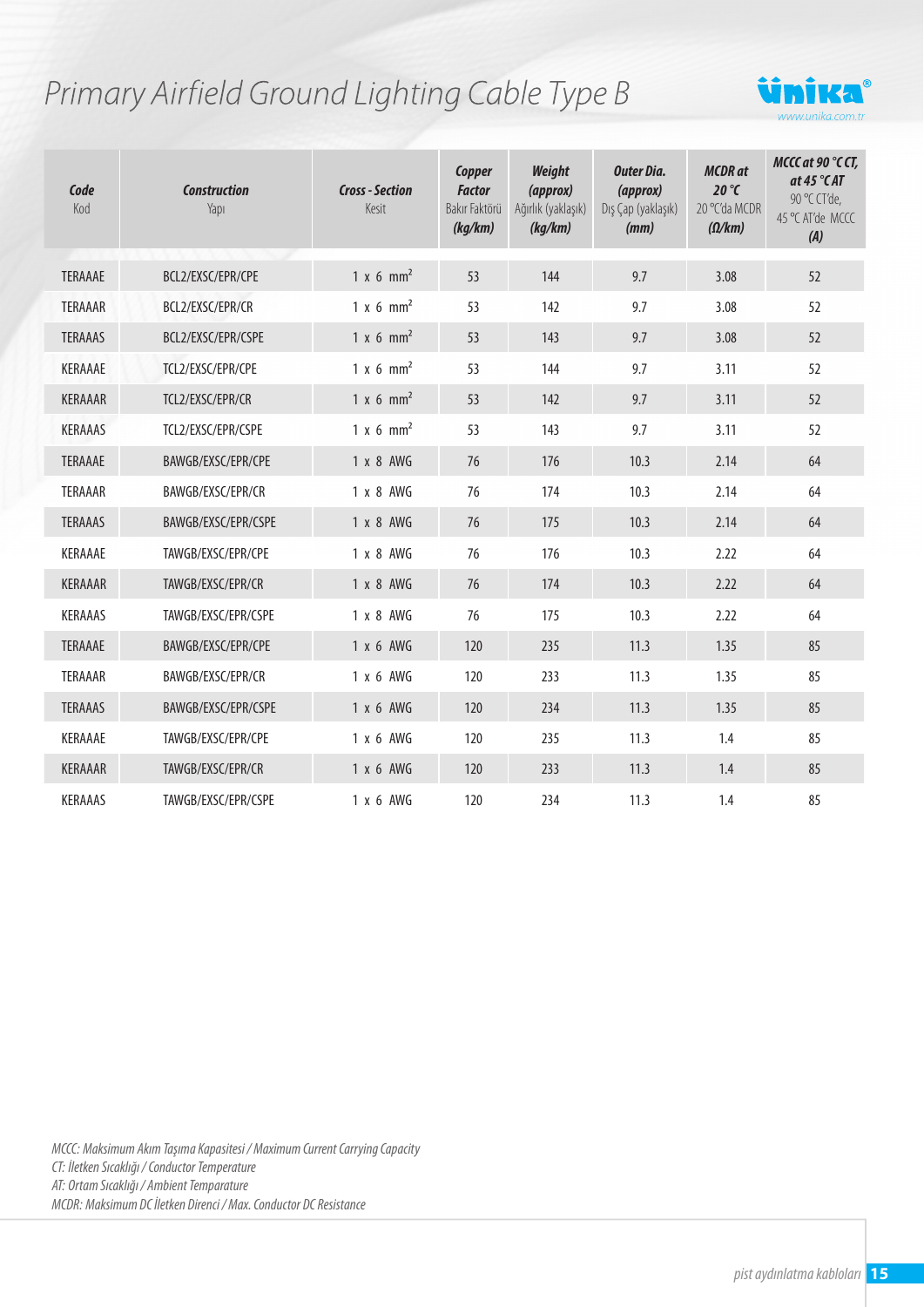# Primary Airfield Ground Lighting Cable Type B

| **Code** Kod | **Construction** Yapı | **Cross - Section** Kesit | **Copper Factor** Bakır Faktörü **(kg/km)** | **Weight (approx)** Ağırlık (yaklaşık) **(kg/km)** | **Outer Dia. (approx)** Dış Çap (yaklaşık) **(mm)** | **MCDR at 20 °C** 20 °C'da MCDR **(Ω/km)** | **MCCC at 90 °C CT, at 45 °C AT** 90 °C CT'de, 45 °C AT'de MCCC **(A)** |
|---|---|---|---|---|---|---|---|
| TERAAAE | BCL2/EXSC/EPR/CPE | 1 x 6 $mm^2$ | 53 | 144 | 9.7 | 3.08 | 52 |
| TERAAAR | BCL2/EXSC/EPR/CR | 1 x 6 $mm^2$ | 53 | 142 | 9.7 | 3.08 | 52 |
| TERAAAS | BCL2/EXSC/EPR/CSPE | 1 x 6 $mm^2$ | 53 | 143 | 9.7 | 3.08 | 52 |
| KERAAAE | TCL2/EXSC/EPR/CPE | 1 x 6 $mm^2$ | 53 | 144 | 9.7 | 3.11 | 52 |
| KERAAAR | TCL2/EXSC/EPR/CR | 1 x 6 $mm^2$ | 53 | 142 | 9.7 | 3.11 | 52 |
| KERAAAS | TCL2/EXSC/EPR/CSPE | 1 x 6 $mm^2$ | 53 | 143 | 9.7 | 3.11 | 52 |
| TERAAAE | BAWGB/EXSC/EPR/CPE | 1 x 8 AWG | 76 | 176 | 10.3 | 2.14 | 64 |
| TERAAAR | BAWGB/EXSC/EPR/CR | 1 x 8 AWG | 76 | 174 | 10.3 | 2.14 | 64 |
| TERAAAS | BAWGB/EXSC/EPR/CSPE | 1 x 8 AWG | 76 | 175 | 10.3 | 2.14 | 64 |
| KERAAAE | TAWGB/EXSC/EPR/CPE | 1 x 8 AWG | 76 | 176 | 10.3 | 2.22 | 64 |
| KERAAAR | TAWGB/EXSC/EPR/CR | 1 x 8 AWG | 76 | 174 | 10.3 | 2.22 | 64 |
| KERAAAS | TAWGB/EXSC/EPR/CSPE | 1 x 8 AWG | 76 | 175 | 10.3 | 2.22 | 64 |
| TERAAAE | BAWGB/EXSC/EPR/CPE | 1 x 6 AWG | 120 | 235 | 11.3 | 1.35 | 85 |
| TERAAAR | BAWGB/EXSC/EPR/CR | 1 x 6 AWG | 120 | 233 | 11.3 | 1.35 | 85 |
| TERAAAS | BAWGB/EXSC/EPR/CSPE | 1 x 6 AWG | 120 | 234 | 11.3 | 1.35 | 85 |
| KERAAAE | TAWGB/EXSC/EPR/CPE | 1 x 6 AWG | 120 | 235 | 11.3 | 1.4 | 85 |
| KERAAAR | TAWGB/EXSC/EPR/CR | 1 x 6 AWG | 120 | 233 | 11.3 | 1.4 | 85 |
| KERAAAS | TAWGB/EXSC/EPR/CSPE | 1 x 6 AWG | 120 | 234 | 11.3 | 1.4 | 85 |

*MCCC: Maksimum Akım Taşıma Kapasitesi / Maximum Current Carrying Capacity*
*CT: İletken Sıcaklığı / Conductor Temperature*
*AT: Ortam Sıcaklığı / Ambient Temparature*
*MCDR: Maksimum DC İletken Direnci / Max. Conductor DC Resistance*